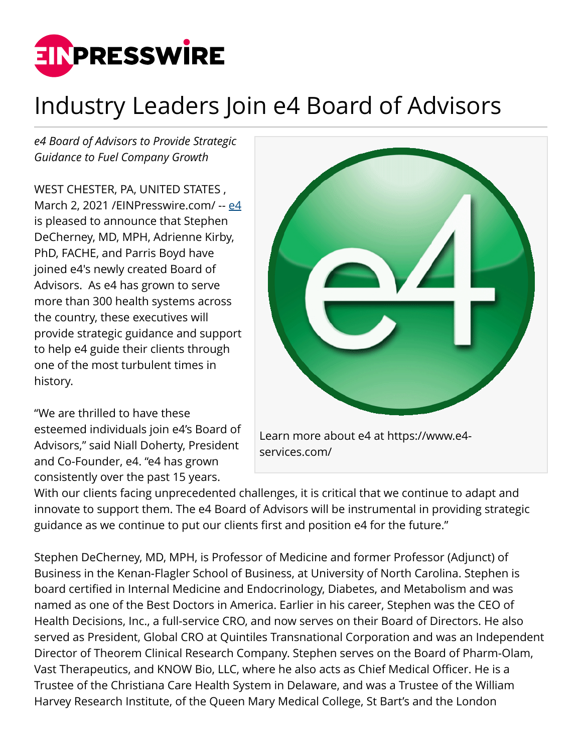# Industry Leaders Join e4 Board of Advisors

*e4 Board of Advisors to Provide Strategic Guidance to Fuel Company Growth*

WEST CHESTER, PA, UNITED STATES , March 2, 2021 /EINPresswire.com/ -- e4 is pleased to announce that Stephen DeCherney, MD, MPH, Adrienne Kirby, PhD, FACHE, and Parris Boyd have joined e4's newly created Board of Advisors. As e4 has grown to serve more than 300 health systems across the country, these executives will provide strategic guidance and support to help e4 guide their clients through one of the most turbulent times in history.

Learn more about e4 at https://www.e4-services.com/

"We are thrilled to have these esteemed individuals join e4's Board of Advisors," said Niall Doherty, President and Co-Founder, e4. "e4 has grown consistently over the past 15 years. With our clients facing unprecedented challenges, it is critical that we continue to adapt and innovate to support them. The e4 Board of Advisors will be instrumental in providing strategic guidance as we continue to put our clients first and position e4 for the future."

Stephen DeCherney, MD, MPH, is Professor of Medicine and former Professor (Adjunct) of Business in the Kenan-Flagler School of Business, at University of North Carolina. Stephen is board certified in Internal Medicine and Endocrinology, Diabetes, and Metabolism and was named as one of the Best Doctors in America. Earlier in his career, Stephen was the CEO of Health Decisions, Inc., a full-service CRO, and now serves on their Board of Directors. He also served as President, Global CRO at Quintiles Transnational Corporation and was an Independent Director of Theorem Clinical Research Company. Stephen serves on the Board of Pharm-Olam, Vast Therapeutics, and KNOW Bio, LLC, where he also acts as Chief Medical Officer. He is a Trustee of the Christiana Care Health System in Delaware, and was a Trustee of the William Harvey Research Institute, of the Queen Mary Medical College, St Bart's and the London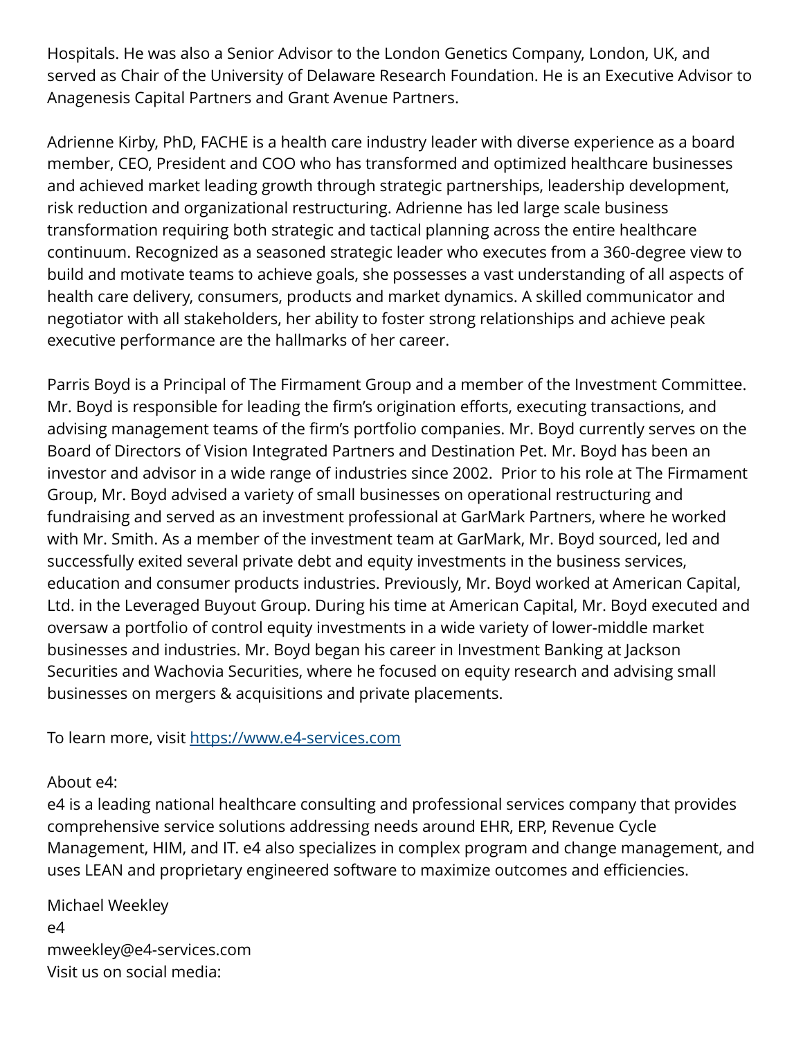Hospitals. He was also a Senior Advisor to the London Genetics Company, London, UK, and served as Chair of the University of Delaware Research Foundation. He is an Executive Advisor to Anagenesis Capital Partners and Grant Avenue Partners.

Adrienne Kirby, PhD, FACHE is a health care industry leader with diverse experience as a board member, CEO, President and COO who has transformed and optimized healthcare businesses and achieved market leading growth through strategic partnerships, leadership development, risk reduction and organizational restructuring. Adrienne has led large scale business transformation requiring both strategic and tactical planning across the entire healthcare continuum. Recognized as a seasoned strategic leader who executes from a 360-degree view to build and motivate teams to achieve goals, she possesses a vast understanding of all aspects of health care delivery, consumers, products and market dynamics. A skilled communicator and negotiator with all stakeholders, her ability to foster strong relationships and achieve peak executive performance are the hallmarks of her career.

Parris Boyd is a Principal of The Firmament Group and a member of the Investment Committee. Mr. Boyd is responsible for leading the firm's origination efforts, executing transactions, and advising management teams of the firm's portfolio companies. Mr. Boyd currently serves on the Board of Directors of Vision Integrated Partners and Destination Pet. Mr. Boyd has been an investor and advisor in a wide range of industries since 2002. Prior to his role at The Firmament Group, Mr. Boyd advised a variety of small businesses on operational restructuring and fundraising and served as an investment professional at GarMark Partners, where he worked with Mr. Smith. As a member of the investment team at GarMark, Mr. Boyd sourced, led and successfully exited several private debt and equity investments in the business services, education and consumer products industries. Previously, Mr. Boyd worked at American Capital, Ltd. in the Leveraged Buyout Group. During his time at American Capital, Mr. Boyd executed and oversaw a portfolio of control equity investments in a wide variety of lower-middle market businesses and industries. Mr. Boyd began his career in Investment Banking at Jackson Securities and Wachovia Securities, where he focused on equity research and advising small businesses on mergers & acquisitions and private placements.

To learn more, visit [https://www.e4-services.com](https://www.e4-services.com)

About e4:
e4 is a leading national healthcare consulting and professional services company that provides comprehensive service solutions addressing needs around EHR, ERP, Revenue Cycle Management, HIM, and IT. e4 also specializes in complex program and change management, and uses LEAN and proprietary engineered software to maximize outcomes and efficiencies.

Michael Weekley
e4
mweekley@e4-services.com
Visit us on social media: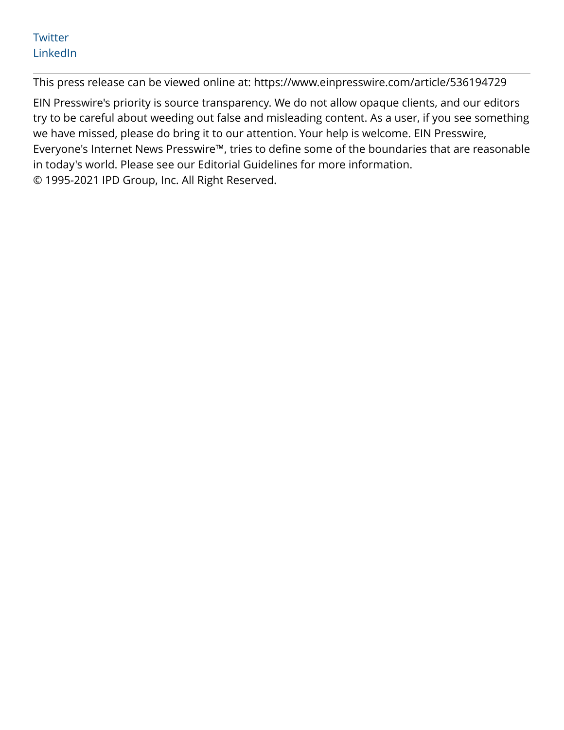Twitter
LinkedIn

---

This press release can be viewed online at: https://www.einpresswire.com/article/536194729

EIN Presswire's priority is source transparency. We do not allow opaque clients, and our editors try to be careful about weeding out false and misleading content. As a user, if you see something we have missed, please do bring it to our attention. Your help is welcome. EIN Presswire, Everyone's Internet News Presswire™, tries to define some of the boundaries that are reasonable in today's world. Please see our Editorial Guidelines for more information.
© 1995-2021 IPD Group, Inc. All Right Reserved.